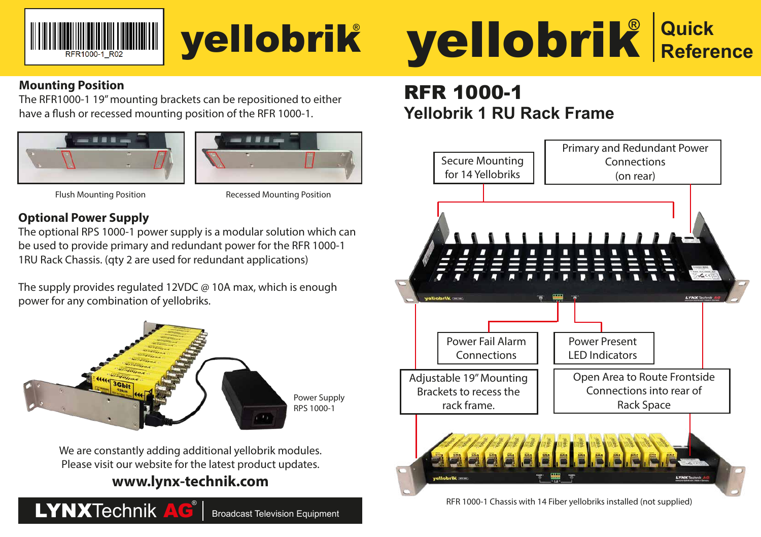RFR1000-1_R02

# yellobrik®

## Mounting Position

The RFR1000-1 19" mounting brackets can be repositioned to either have a flush or recessed mounting position of the RFR 1000-1.

Flush Mounting Position

Recessed Mounting Position

## Optional Power Supply

The optional RPS 1000-1 power supply is a modular solution which can be used to provide primary and redundant power for the RFR 1000-1 1RU Rack Chassis. (qty 2 are used for redundant applications)

The supply provides regulated 12VDC @ 10A max, which is enough power for any combination of yellobriks.

Power Supply RPS 1000-1

We are constantly adding additional yellobrik modules.
Please visit our website for the latest product updates.

**www.lynx-technik.com**

**LYNX**Technik **AG**® | Broadcast Television Equipment

# yellobrik® Quick Reference

# RFR 1000-1

## Yellobrik 1 RU Rack Frame

- Secure Mounting for 14 Yellobriks
- Primary and Redundant Power Connections (on rear)
- Power Fail Alarm Connections
- Power Present LED Indicators
- Adjustable 19" Mounting Brackets to recess the rack frame.
- Open Area to Route Frontside Connections into rear of Rack Space

RFR 1000-1 Chassis with 14 Fiber yellobriks installed (not supplied)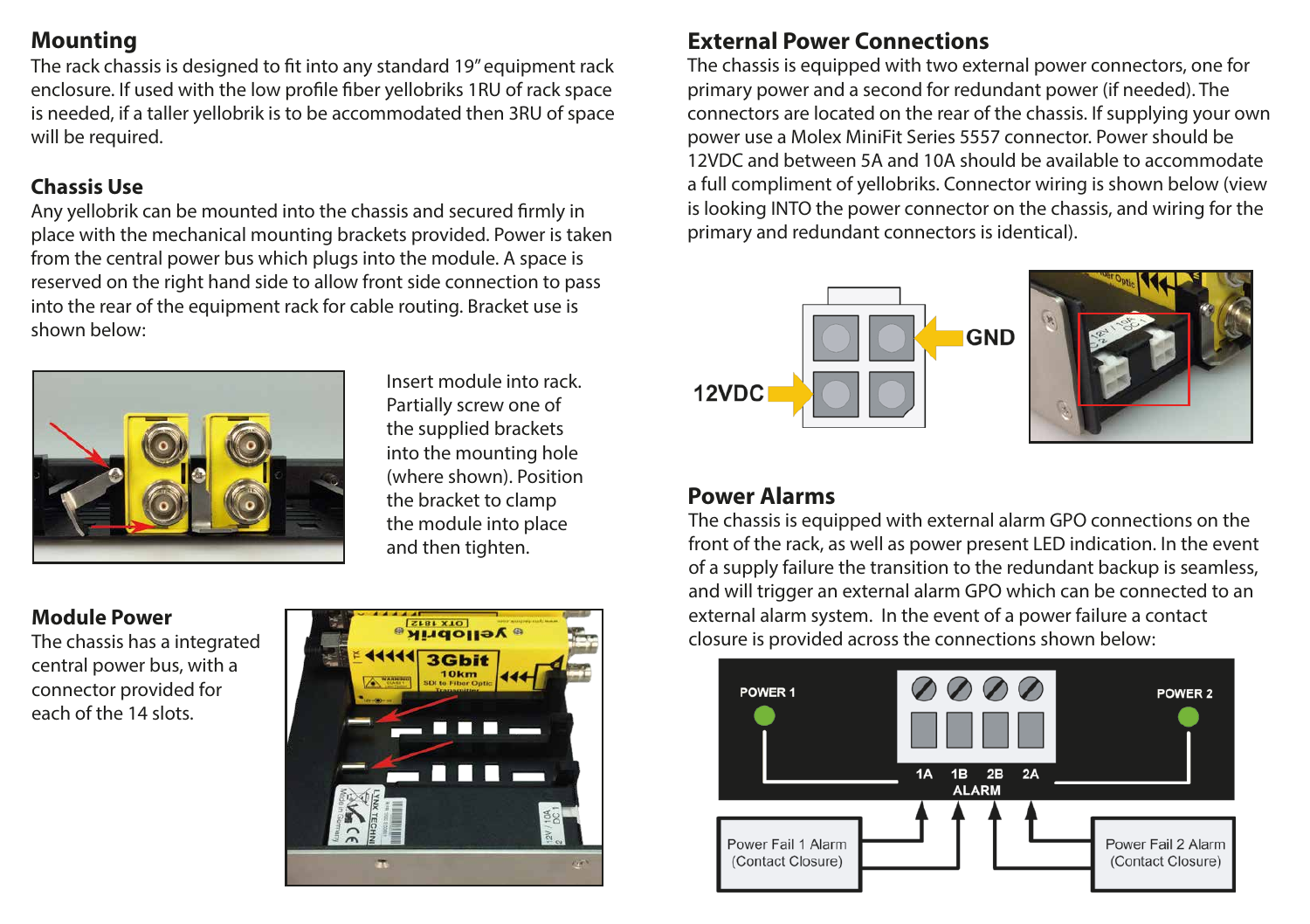## Mounting

The rack chassis is designed to fit into any standard 19" equipment rack enclosure. If used with the low profile fiber yellobriks 1RU of rack space is needed, if a taller yellobrik is to be accommodated then 3RU of space will be required.

## Chassis Use

Any yellobrik can be mounted into the chassis and secured firmly in place with the mechanical mounting brackets provided. Power is taken from the central power bus which plugs into the module. A space is reserved on the right hand side to allow front side connection to pass into the rear of the equipment rack for cable routing. Bracket use is shown below:

Insert module into rack. Partially screw one of the supplied brackets into the mounting hole (where shown). Position the bracket to clamp the module into place and then tighten.

## Module Power

The chassis has a integrated central power bus, with a connector provided for each of the 14 slots.

## External Power Connections

The chassis is equipped with two external power connectors, one for primary power and a second for redundant power (if needed). The connectors are located on the rear of the chassis. If supplying your own power use a Molex MiniFit Series 5557 connector. Power should be 12VDC and between 5A and 10A should be available to accommodate a full compliment of yellobriks. Connector wiring is shown below (view is looking INTO the power connector on the chassis, and wiring for the primary and redundant connectors is identical).

GND

12VDC

## Power Alarms

The chassis is equipped with external alarm GPO connections on the front of the rack, as well as power present LED indication. In the event of a supply failure the transition to the redundant backup is seamless, and will trigger an external alarm GPO which can be connected to an external alarm system. In the event of a power failure a contact closure is provided across the connections shown below:

POWER 1

POWER 2

1A 1B 2B 2A

ALARM

Power Fail 1 Alarm (Contact Closure)

Power Fail 2 Alarm (Contact Closure)